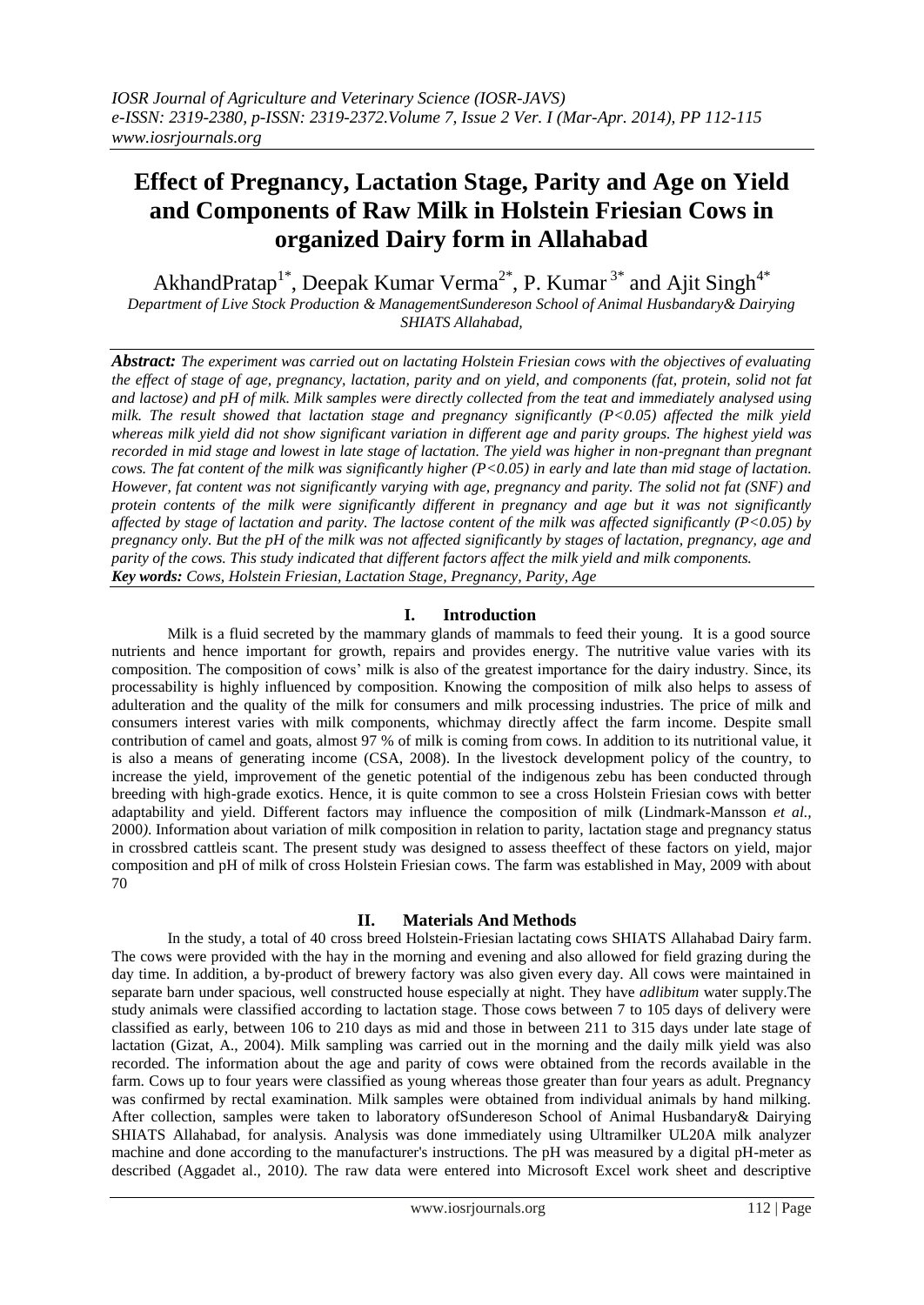# Effect of Pregnancy, Lactation Stage, Parity and Age on Yield and Components of Raw Milk in Holstein Friesian Cows in organized Dairy form in Allahabad

AkhandPratap[1*], Deepak Kumar Verma[2*], P. Kumar [3*] and Ajit Singh[4*]

*Department of Live Stock Production & ManagementSundereson School of Animal Husbandary& Dairying SHIATS Allahabad,*

***Abstract:*** *The experiment was carried out on lactating Holstein Friesian cows with the objectives of evaluating the effect of stage of age, pregnancy, lactation, parity and on yield, and components (fat, protein, solid not fat and lactose) and pH of milk. Milk samples were directly collected from the teat and immediately analysed using milk. The result showed that lactation stage and pregnancy significantly (P<0.05) affected the milk yield whereas milk yield did not show significant variation in different age and parity groups. The highest yield was recorded in mid stage and lowest in late stage of lactation. The yield was higher in non-pregnant than pregnant cows. The fat content of the milk was significantly higher (P<0.05) in early and late than mid stage of lactation. However, fat content was not significantly varying with age, pregnancy and parity. The solid not fat (SNF) and protein contents of the milk were significantly different in pregnancy and age but it was not significantly affected by stage of lactation and parity. The lactose content of the milk was affected significantly (P<0.05) by pregnancy only. But the pH of the milk was not affected significantly by stages of lactation, pregnancy, age and parity of the cows. This study indicated that different factors affect the milk yield and milk components.*

***Key words:*** *Cows, Holstein Friesian, Lactation Stage, Pregnancy, Parity, Age*

## I. Introduction

Milk is a fluid secreted by the mammary glands of mammals to feed their young. It is a good source nutrients and hence important for growth, repairs and provides energy. The nutritive value varies with its composition. The composition of cows' milk is also of the greatest importance for the dairy industry. Since, its processability is highly influenced by composition. Knowing the composition of milk also helps to assess of adulteration and the quality of the milk for consumers and milk processing industries. The price of milk and consumers interest varies with milk components, whichmay directly affect the farm income. Despite small contribution of camel and goats, almost 97 % of milk is coming from cows. In addition to its nutritional value, it is also a means of generating income (CSA, 2008). In the livestock development policy of the country, to increase the yield, improvement of the genetic potential of the indigenous zebu has been conducted through breeding with high-grade exotics. Hence, it is quite common to see a cross Holstein Friesian cows with better adaptability and yield. Different factors may influence the composition of milk (Lindmark-Mansson *et al.*, 2000*)*. Information about variation of milk composition in relation to parity, lactation stage and pregnancy status in crossbred cattleis scant. The present study was designed to assess theeffect of these factors on yield, major composition and pH of milk of cross Holstein Friesian cows. The farm was established in May, 2009 with about 70

## II. Materials And Methods

In the study, a total of 40 cross breed Holstein-Friesian lactating cows SHIATS Allahabad Dairy farm. The cows were provided with the hay in the morning and evening and also allowed for field grazing during the day time. In addition, a by-product of brewery factory was also given every day. All cows were maintained in separate barn under spacious, well constructed house especially at night. They have *adlibitum* water supply.The study animals were classified according to lactation stage. Those cows between 7 to 105 days of delivery were classified as early, between 106 to 210 days as mid and those in between 211 to 315 days under late stage of lactation (Gizat, A., 2004). Milk sampling was carried out in the morning and the daily milk yield was also recorded. The information about the age and parity of cows were obtained from the records available in the farm. Cows up to four years were classified as young whereas those greater than four years as adult. Pregnancy was confirmed by rectal examination. Milk samples were obtained from individual animals by hand milking. After collection, samples were taken to laboratory ofSundereson School of Animal Husbandary& Dairying SHIATS Allahabad, for analysis. Analysis was done immediately using Ultramilker UL20A milk analyzer machine and done according to the manufacturer's instructions. The pH was measured by a digital pH-meter as described (Aggadet al., 2010*)*. The raw data were entered into Microsoft Excel work sheet and descriptive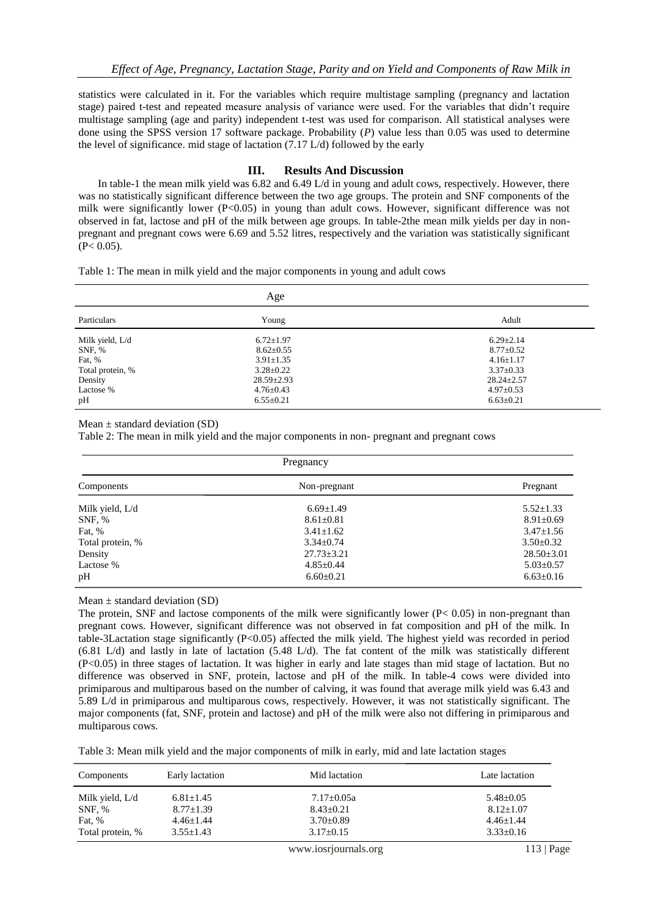statistics were calculated in it. For the variables which require multistage sampling (pregnancy and lactation stage) paired t-test and repeated measure analysis of variance were used. For the variables that didn't require multistage sampling (age and parity) independent t-test was used for comparison. All statistical analyses were done using the SPSS version 17 software package. Probability (*P*) value less than 0.05 was used to determine the level of significance. mid stage of lactation (7.17 L/d) followed by the early

## III. Results And Discussion

In table-1 the mean milk yield was 6.82 and 6.49 L/d in young and adult cows, respectively. However, there was no statistically significant difference between the two age groups. The protein and SNF components of the milk were significantly lower ($P<0.05$) in young than adult cows. However, significant difference was not observed in fat, lactose and pH of the milk between age groups. In table-2the mean milk yields per day in non-pregnant and pregnant cows were 6.69 and 5.52 litres, respectively and the variation was statistically significant ($P< 0.05$).

Table 1: The mean in milk yield and the major components in young and adult cows

| | Age | |
|---|---|---|
| Particulars | Young | Adult |
| Milk yield, L/d | 6.72±1.97 | 6.29±2.14 |
| SNF, % | 8.62±0.55 | 8.77±0.52 |
| Fat, % | 3.91±1.35 | 4.16±1.17 |
| Total protein, % | 3.28±0.22 | 3.37±0.33 |
| Density | 28.59±2.93 | 28.24±2.57 |
| Lactose % | 4.76±0.43 | 4.97±0.53 |
| pH | 6.55±0.21 | 6.63±0.21 |

Mean ± standard deviation (SD)

Table 2: The mean in milk yield and the major components in non- pregnant and pregnant cows

| | Pregnancy | |
|---|---|---|
| Components | Non-pregnant | Pregnant |
| Milk yield, L/d | 6.69±1.49 | 5.52±1.33 |
| SNF, % | 8.61±0.81 | 8.91±0.69 |
| Fat, % | 3.41±1.62 | 3.47±1.56 |
| Total protein, % | 3.34±0.74 | 3.50±0.32 |
| Density | 27.73±3.21 | 28.50±3.01 |
| Lactose % | 4.85±0.44 | 5.03±0.57 |
| pH | 6.60±0.21 | 6.63±0.16 |

Mean ± standard deviation (SD)

The protein, SNF and lactose components of the milk were significantly lower ($P< 0.05$) in non-pregnant than pregnant cows. However, significant difference was not observed in fat composition and pH of the milk. In table-3Lactation stage significantly ($P<0.05$) affected the milk yield. The highest yield was recorded in period (6.81 L/d) and lastly in late of lactation (5.48 L/d). The fat content of the milk was statistically different ($P<0.05$) in three stages of lactation. It was higher in early and late stages than mid stage of lactation. But no difference was observed in SNF, protein, lactose and pH of the milk. In table-4 cows were divided into primiparous and multiparous based on the number of calving, it was found that average milk yield was 6.43 and 5.89 L/d in primiparous and multiparous cows, respectively. However, it was not statistically significant. The major components (fat, SNF, protein and lactose) and pH of the milk were also not differing in primiparous and multiparous cows.

Table 3: Mean milk yield and the major components of milk in early, mid and late lactation stages

| Components | Early lactation | Mid lactation | Late lactation |
|---|---|---|---|
| Milk yield, L/d | 6.81±1.45 | 7.17±0.05a | 5.48±0.05 |
| SNF, % | 8.77±1.39 | 8.43±0.21 | 8.12±1.07 |
| Fat, % | 4.46±1.44 | 3.70±0.89 | 4.46±1.44 |
| Total protein, % | 3.55±1.43 | 3.17±0.15 | 3.33±0.16 |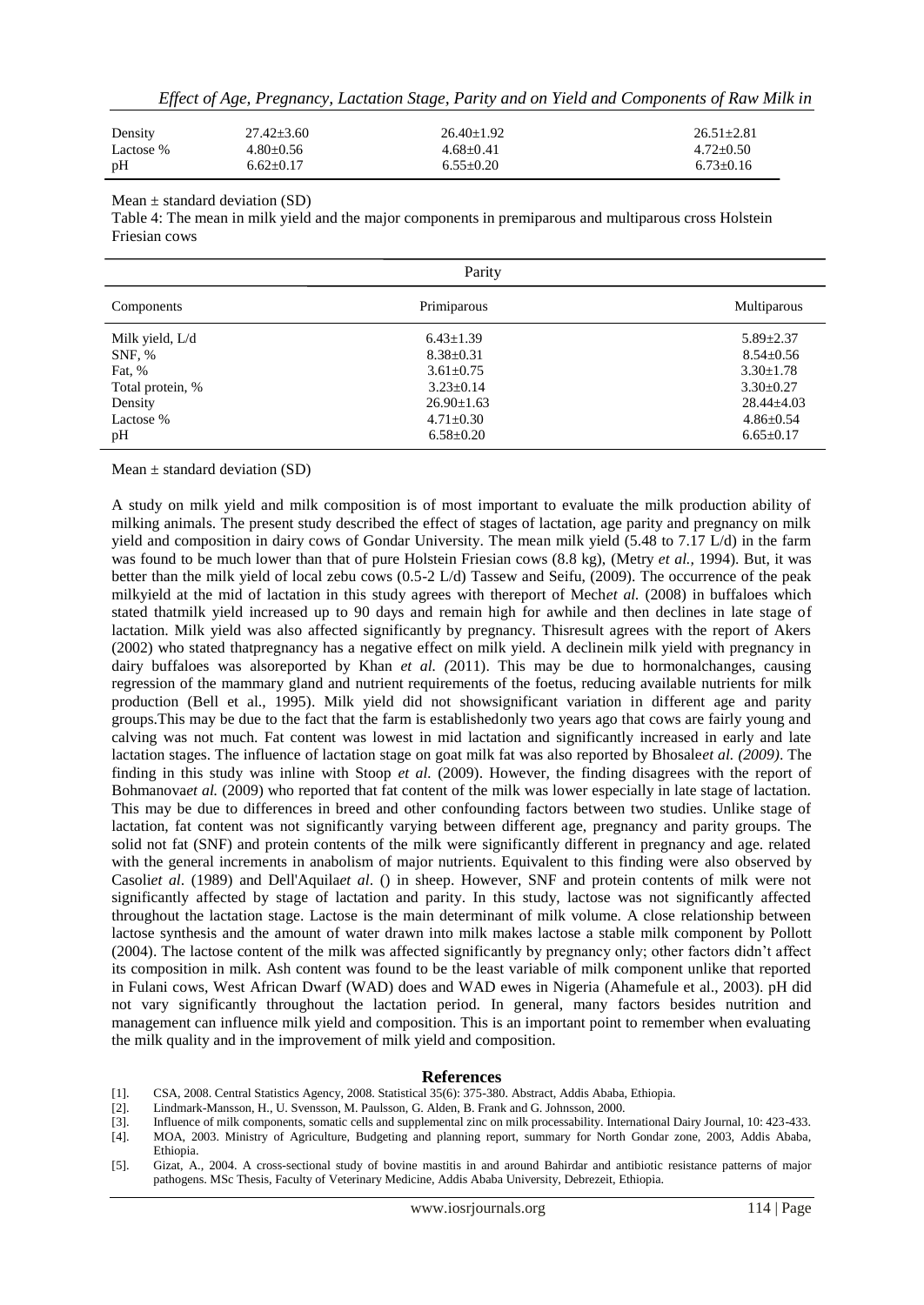| Density | 27.42±3.60 | 26.40±1.92 | 26.51±2.81 |
|---|---|---|---|
| Lactose % | 4.80±0.56 | 4.68±0.41 | 4.72±0.50 |
| pH | 6.62±0.17 | 6.55±0.20 | 6.73±0.16 |

Mean ± standard deviation (SD)

Table 4: The mean in milk yield and the major components in premiparous and multiparous cross Holstein Friesian cows

| | Parity | |
|---|---|---|
| Components | Primiparous | Multiparous |
| Milk yield, L/d | 6.43±1.39 | 5.89±2.37 |
| SNF, % | 8.38±0.31 | 8.54±0.56 |
| Fat, % | 3.61±0.75 | 3.30±1.78 |
| Total protein, % | 3.23±0.14 | 3.30±0.27 |
| Density | 26.90±1.63 | 28.44±4.03 |
| Lactose % | 4.71±0.30 | 4.86±0.54 |
| pH | 6.58±0.20 | 6.65±0.17 |

Mean ± standard deviation (SD)

A study on milk yield and milk composition is of most important to evaluate the milk production ability of milking animals. The present study described the effect of stages of lactation, age parity and pregnancy on milk yield and composition in dairy cows of Gondar University. The mean milk yield (5.48 to 7.17 L/d) in the farm was found to be much lower than that of pure Holstein Friesian cows (8.8 kg), (Metry *et al.,* 1994). But, it was better than the milk yield of local zebu cows (0.5-2 L/d) Tassew and Seifu, (2009). The occurrence of the peak milkyield at the mid of lactation in this study agrees with thereport of Mech*et al.* (2008) in buffaloes which stated thatmilk yield increased up to 90 days and remain high for awhile and then declines in late stage of lactation. Milk yield was also affected significantly by pregnancy. Thisresult agrees with the report of Akers (2002) who stated thatpregnancy has a negative effect on milk yield. A declinein milk yield with pregnancy in dairy buffaloes was alsoreported by Khan *et al. (*2011). This may be due to hormonalchanges, causing regression of the mammary gland and nutrient requirements of the foetus, reducing available nutrients for milk production (Bell et al., 1995). Milk yield did not showsignificant variation in different age and parity groups.This may be due to the fact that the farm is establishedonly two years ago that cows are fairly young and calving was not much. Fat content was lowest in mid lactation and significantly increased in early and late lactation stages. The influence of lactation stage on goat milk fat was also reported by Bhosale*et al. (2009)*. The finding in this study was inline with Stoop *et al.* (2009). However, the finding disagrees with the report of Bohmanova*et al.* (2009) who reported that fat content of the milk was lower especially in late stage of lactation. This may be due to differences in breed and other confounding factors between two studies. Unlike stage of lactation, fat content was not significantly varying between different age, pregnancy and parity groups. The solid not fat (SNF) and protein contents of the milk were significantly different in pregnancy and age. related with the general increments in anabolism of major nutrients. Equivalent to this finding were also observed by Casoli*et al*. (1989) and Dell'Aquila*et al*. () in sheep. However, SNF and protein contents of milk were not significantly affected by stage of lactation and parity. In this study, lactose was not significantly affected throughout the lactation stage. Lactose is the main determinant of milk volume. A close relationship between lactose synthesis and the amount of water drawn into milk makes lactose a stable milk component by Pollott (2004). The lactose content of the milk was affected significantly by pregnancy only; other factors didn't affect its composition in milk. Ash content was found to be the least variable of milk component unlike that reported in Fulani cows, West African Dwarf (WAD) does and WAD ewes in Nigeria (Ahamefule et al., 2003). pH did not vary significantly throughout the lactation period. In general, many factors besides nutrition and management can influence milk yield and composition. This is an important point to remember when evaluating the milk quality and in the improvement of milk yield and composition.

## References

[1]. CSA, 2008. Central Statistics Agency, 2008. Statistical 35(6): 375-380. Abstract, Addis Ababa, Ethiopia.

[2]. Lindmark-Mansson, H., U. Svensson, M. Paulsson, G. Alden, B. Frank and G. Johnsson, 2000.

[3]. Influence of milk components, somatic cells and supplemental zinc on milk processability. International Dairy Journal, 10: 423-433.

[4]. MOA, 2003. Ministry of Agriculture, Budgeting and planning report, summary for North Gondar zone, 2003, Addis Ababa, Ethiopia.

[5]. Gizat, A., 2004. A cross-sectional study of bovine mastitis in and around Bahirdar and antibiotic resistance patterns of major pathogens. MSc Thesis, Faculty of Veterinary Medicine, Addis Ababa University, Debrezeit, Ethiopia.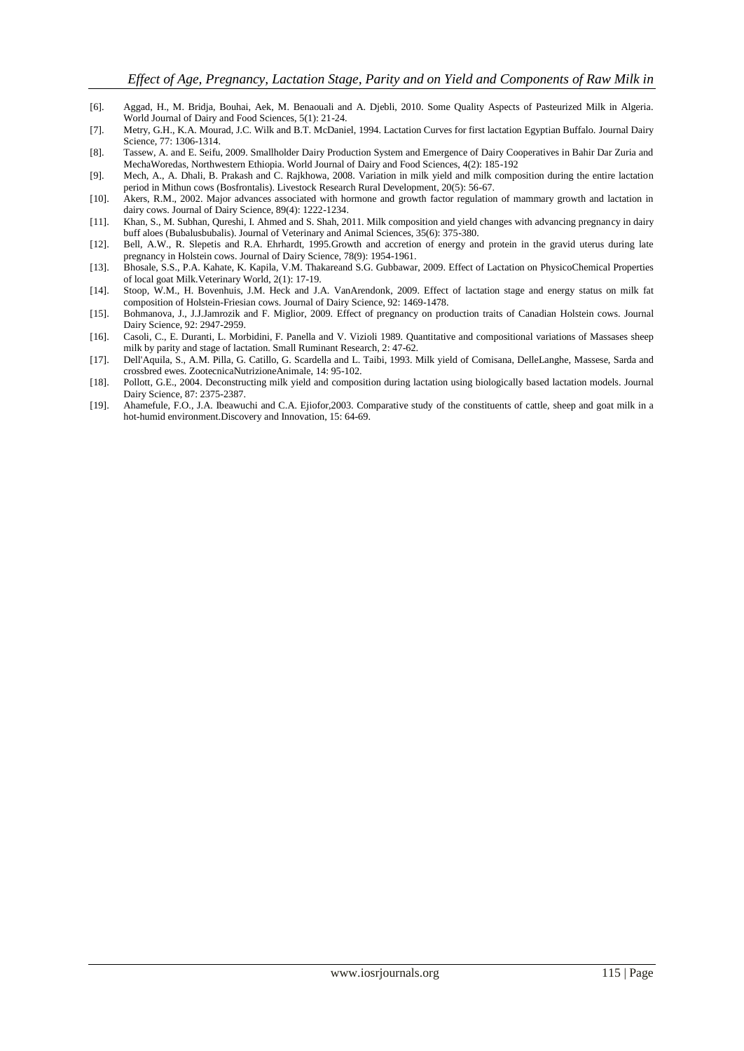[6]. Aggad, H., M. Bridja, Bouhai, Aek, M. Benaouali and A. Djebli, 2010. Some Quality Aspects of Pasteurized Milk in Algeria. World Journal of Dairy and Food Sciences, 5(1): 21-24.

[7]. Metry, G.H., K.A. Mourad, J.C. Wilk and B.T. McDaniel, 1994. Lactation Curves for first lactation Egyptian Buffalo. Journal Dairy Science, 77: 1306-1314.

[8]. Tassew, A. and E. Seifu, 2009. Smallholder Dairy Production System and Emergence of Dairy Cooperatives in Bahir Dar Zuria and MechaWoredas, Northwestern Ethiopia. World Journal of Dairy and Food Sciences, 4(2): 185-192

[9]. Mech, A., A. Dhali, B. Prakash and C. Rajkhowa, 2008. Variation in milk yield and milk composition during the entire lactation period in Mithun cows (Bosfrontalis). Livestock Research Rural Development, 20(5): 56-67.

[10]. Akers, R.M., 2002. Major advances associated with hormone and growth factor regulation of mammary growth and lactation in dairy cows. Journal of Dairy Science, 89(4): 1222-1234.

[11]. Khan, S., M. Subhan, Qureshi, I. Ahmed and S. Shah, 2011. Milk composition and yield changes with advancing pregnancy in dairy buff aloes (Bubalusbubalis). Journal of Veterinary and Animal Sciences, 35(6): 375-380.

[12]. Bell, A.W., R. Slepetis and R.A. Ehrhardt, 1995.Growth and accretion of energy and protein in the gravid uterus during late pregnancy in Holstein cows. Journal of Dairy Science, 78(9): 1954-1961.

[13]. Bhosale, S.S., P.A. Kahate, K. Kapila, V.M. Thakareand S.G. Gubbawar, 2009. Effect of Lactation on PhysicoChemical Properties of local goat Milk.Veterinary World, 2(1): 17-19.

[14]. Stoop, W.M., H. Bovenhuis, J.M. Heck and J.A. VanArendonk, 2009. Effect of lactation stage and energy status on milk fat composition of Holstein-Friesian cows. Journal of Dairy Science, 92: 1469-1478.

[15]. Bohmanova, J., J.J.Jamrozik and F. Miglior, 2009. Effect of pregnancy on production traits of Canadian Holstein cows. Journal Dairy Science, 92: 2947-2959.

[16]. Casoli, C., E. Duranti, L. Morbidini, F. Panella and V. Vizioli 1989. Quantitative and compositional variations of Massases sheep milk by parity and stage of lactation. Small Ruminant Research, 2: 47-62.

[17]. Dell'Aquila, S., A.M. Pilla, G. Catillo, G. Scardella and L. Taibi, 1993. Milk yield of Comisana, DelleLanghe, Massese, Sarda and crossbred ewes. ZootecnicaNutrizioneAnimale, 14: 95-102.

[18]. Pollott, G.E., 2004. Deconstructing milk yield and composition during lactation using biologically based lactation models. Journal Dairy Science, 87: 2375-2387.

[19]. Ahamefule, F.O., J.A. Ibeawuchi and C.A. Ejiofor,2003. Comparative study of the constituents of cattle, sheep and goat milk in a hot-humid environment.Discovery and Innovation, 15: 64-69.